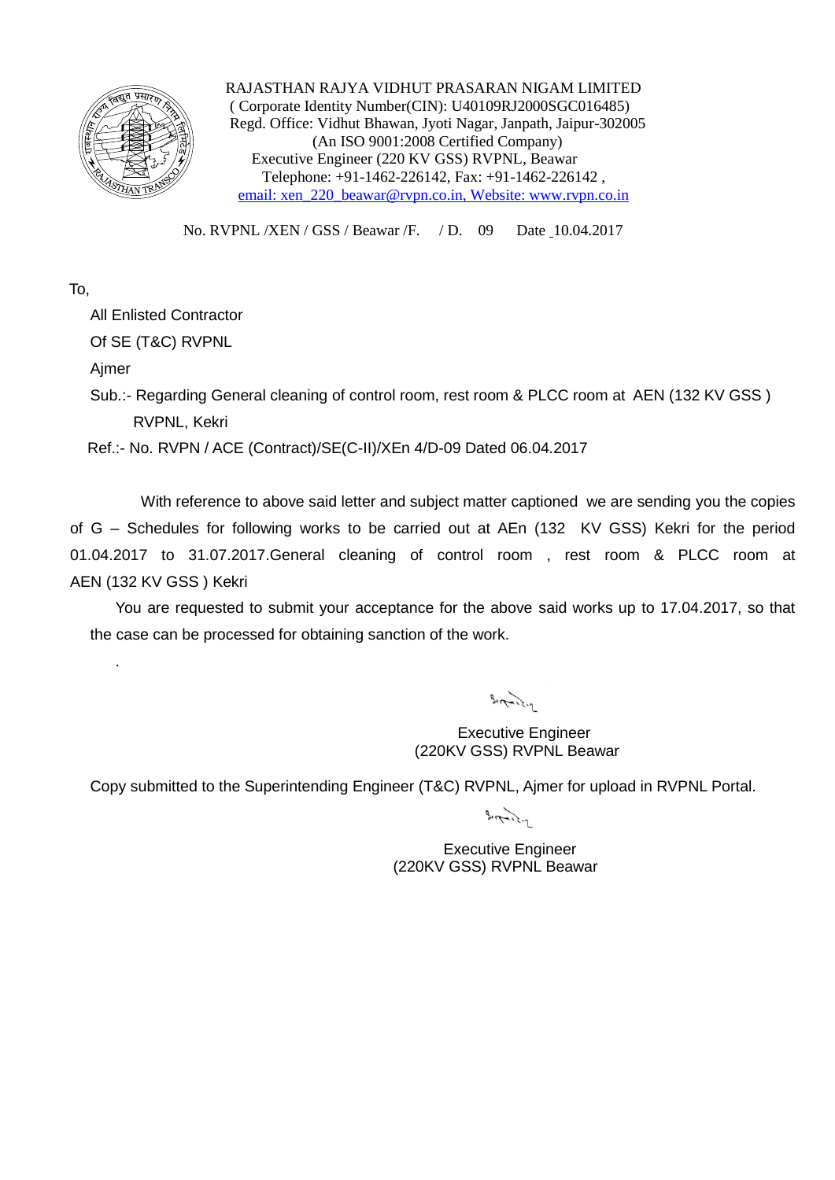RAJASTHAN RAJYA VIDHUT PRASARAN NIGAM LIMITED
( Corporate Identity Number(CIN): U40109RJ2000SGC016485)
Regd. Office: Vidhut Bhawan, Jyoti Nagar, Janpath, Jaipur-302005
(An ISO 9001:2008 Certified Company)
Executive Engineer (220 KV GSS) RVPNL, Beawar
Telephone: +91-1462-226142, Fax: +91-1462-226142 ,
email: xen_220_beawar@rvpn.co.in, Website: www.rvpn.co.in

No. RVPNL /XEN / GSS / Beawar /F. / D. 09 Date 10.04.2017

To,

All Enlisted Contractor
Of SE (T&C) RVPNL
Ajmer

Sub.:- Regarding General cleaning of control room, rest room & PLCC room at AEN (132 KV GSS ) RVPNL, Kekri

Ref.:- No. RVPN / ACE (Contract)/SE(C-II)/XEn 4/D-09 Dated 06.04.2017

With reference to above said letter and subject matter captioned we are sending you the copies of G – Schedules for following works to be carried out at AEn (132 KV GSS) Kekri for the period 01.04.2017 to 31.07.2017.General cleaning of control room , rest room & PLCC room at AEN (132 KV GSS ) Kekri

You are requested to submit your acceptance for the above said works up to 17.04.2017, so that the case can be processed for obtaining sanction of the work.

.

Executive Engineer
(220KV GSS) RVPNL Beawar

Copy submitted to the Superintending Engineer (T&C) RVPNL, Ajmer for upload in RVPNL Portal.

Executive Engineer
(220KV GSS) RVPNL Beawar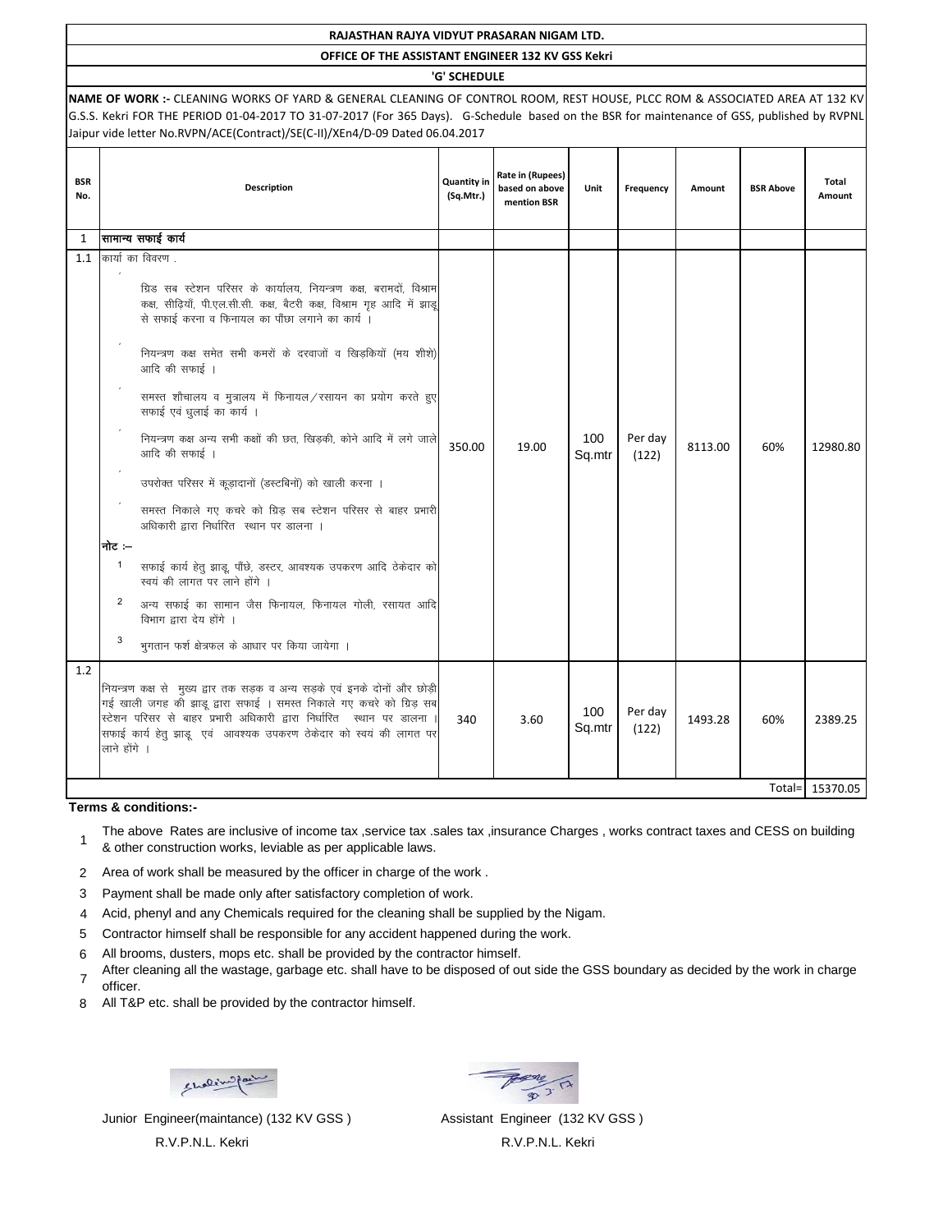**RAJASTHAN RAJYA VIDYUT PRASARAN NIGAM LTD.**

**OFFICE OF THE ASSISTANT ENGINEER 132 KV GSS Kekri**

**'G' SCHEDULE**

**NAME OF WORK :-** CLEANING WORKS OF YARD & GENERAL CLEANING OF CONTROL ROOM, REST HOUSE, PLCC ROM & ASSOCIATED AREA AT 132 KV G.S.S. Kekri FOR THE PERIOD 01-04-2017 TO 31-07-2017 (For 365 Days). G-Schedule based on the BSR for maintenance of GSS, published by RVPNL Jaipur vide letter No.RVPN/ACE(Contract)/SE(C-II)/XEn4/D-09 Dated 06.04.2017

| BSR No. | Description | Quantity in (Sq.Mtr.) | Rate in (Rupees) based on above mention BSR | Unit | Frequency | Amount | BSR Above | Total Amount |
|---|---|---|---|---|---|---|---|---|
| 1 | **सामान्य सफाई कार्य** | | | | | | | |
| 1.1 | कार्या का विवरण .<br>ग्रिड सब स्टेशन परिसर के कार्यालय, नियन्त्रण कक्ष, बरामदों, विश्राम कक्ष, सीढ़ियाँ, पी.एल.सी.सी. कक्ष, बैटरी कक्ष, विश्राम गृह आदि में झाडू से सफाई करना व फिनायल का पौंछा लगाने का कार्य ।<br>नियन्त्रण कक्ष समेत सभी कमरों के दरवाजों व खिड़कियों (मय शीशे) आदि की सफाई ।<br>समस्त शौचालय व मुत्रालय में फिनायल/रसायन का प्रयोग करते हुए सफाई एवं धुलाई का कार्य ।<br>नियन्त्रण कक्ष अन्य सभी कक्षों की छत, खिड़की, कोने आदि में लगे जाले आदि की सफाई ।<br>उपरोक्त परिसर में कूड़ादानों (डस्टबिनों) को खाली करना ।<br>समस्त निकाले गए कचरे को ग्रिड़ सब स्टेशन परिसर से बाहर प्रभारी अधिकारी द्वारा निर्धारित स्थान पर डालना ।<br>**नोट :–**<br>1 सफाई कार्य हेतु झाड़ू, पौंछे, डस्टर, आवश्यक उपकरण आदि ठेकेदार को स्वयं की लागत पर लाने होंगे ।<br>2 अन्य सफाई का सामान जैस फिनायल, फिनायल गोली, रसायत आदि विभाग द्वारा देय होंगे ।<br>3 भुगतान फर्श क्षेत्रफल के आधार पर किया जायेगा । | 350.00 | 19.00 | 100 Sq.mtr | Per day (122) | 8113.00 | 60% | 12980.80 |
| 1.2 | नियन्त्रण कक्ष से मुख्य द्वार तक सड़क व अन्य सड़के एवं इनके दोनों और छोड़ी गई खाली जगह की झाडू द्वारा सफाई । समस्त निकाले गए कचरे को ग्रिड़ सब स्टेशन परिसर से बाहर प्रभारी अधिकारी द्वारा निर्धारित स्थान पर डालना । सफाई कार्य हेतु झाडू एवं आवश्यक उपकरण ठेकेदार को स्वयं की लागत पर लाने होंगे । | 340 | 3.60 | 100 Sq.mtr | Per day (122) | 1493.28 | 60% | 2389.25 |
| | | | | | | | Total= | 15370.05 |

**Terms & conditions:-**

1. The above Rates are inclusive of income tax ,service tax .sales tax ,insurance Charges , works contract taxes and CESS on building & other construction works, leviable as per applicable laws.
2. Area of work shall be measured by the officer in charge of the work .
3. Payment shall be made only after satisfactory completion of work.
4. Acid, phenyl and any Chemicals required for the cleaning shall be supplied by the Nigam.
5. Contractor himself shall be responsible for any accident happened during the work.
6. All brooms, dusters, mops etc. shall be provided by the contractor himself.
7. After cleaning all the wastage, garbage etc. shall have to be disposed of out side the GSS boundary as decided by the work in charge officer.
8. All T&P etc. shall be provided by the contractor himself.

Junior Engineer(maintance) (132 KV GSS )
R.V.P.N.L. Kekri

Assistant Engineer (132 KV GSS )
R.V.P.N.L. Kekri